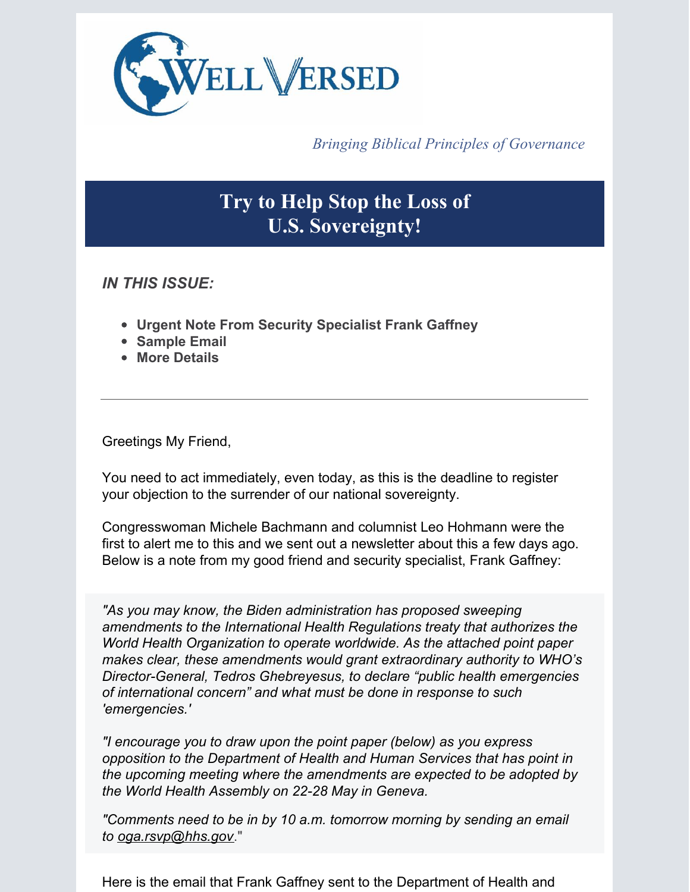WELL VERSED

*Bringing Biblical Principles of Governance*

# Try to Help Stop the Loss of U.S. Sovereignty!

***IN THIS ISSUE:***

- **Urgent Note From Security Specialist Frank Gaffney**
- **Sample Email**
- **More Details**

---

Greetings My Friend,

You need to act immediately, even today, as this is the deadline to register your objection to the surrender of our national sovereignty.

Congresswoman Michele Bachmann and columnist Leo Hohmann were the first to alert me to this and we sent out a newsletter about this a few days ago. Below is a note from my good friend and security specialist, Frank Gaffney:

*"As you may know, the Biden administration has proposed sweeping amendments to the International Health Regulations treaty that authorizes the World Health Organization to operate worldwide. As the attached point paper makes clear, these amendments would grant extraordinary authority to WHO's Director-General, Tedros Ghebreyesus, to declare "public health emergencies of international concern" and what must be done in response to such 'emergencies.'*

*"I encourage you to draw upon the point paper (below) as you express opposition to the Department of Health and Human Services that has point in the upcoming meeting where the amendments are expected to be adopted by the World Health Assembly on 22-28 May in Geneva.*

*"Comments need to be in by 10 a.m. tomorrow morning by sending an email to oga.rsvp@hhs.gov."*

Here is the email that Frank Gaffney sent to the Department of Health and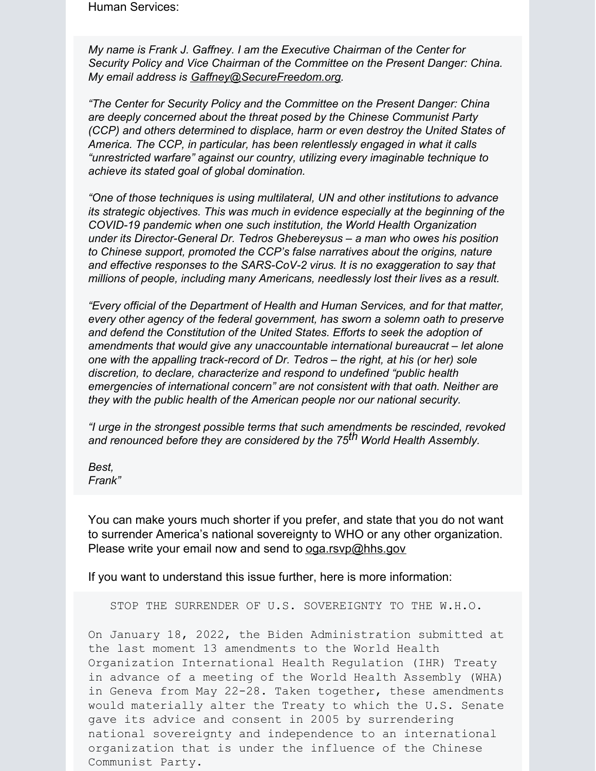Human Services:

*My name is Frank J. Gaffney. I am the Executive Chairman of the Center for Security Policy and Vice Chairman of the Committee on the Present Danger: China. My email address is Gaffney@SecureFreedom.org.*

*"The Center for Security Policy and the Committee on the Present Danger: China are deeply concerned about the threat posed by the Chinese Communist Party (CCP) and others determined to displace, harm or even destroy the United States of America. The CCP, in particular, has been relentlessly engaged in what it calls "unrestricted warfare" against our country, utilizing every imaginable technique to achieve its stated goal of global domination.*

*"One of those techniques is using multilateral, UN and other institutions to advance its strategic objectives. This was much in evidence especially at the beginning of the COVID-19 pandemic when one such institution, the World Health Organization under its Director-General Dr. Tedros Ghebereysus – a man who owes his position to Chinese support, promoted the CCP's false narratives about the origins, nature and effective responses to the SARS-CoV-2 virus. It is no exaggeration to say that millions of people, including many Americans, needlessly lost their lives as a result.*

*"Every official of the Department of Health and Human Services, and for that matter, every other agency of the federal government, has sworn a solemn oath to preserve and defend the Constitution of the United States. Efforts to seek the adoption of amendments that would give any unaccountable international bureaucrat – let alone one with the appalling track-record of Dr. Tedros – the right, at his (or her) sole discretion, to declare, characterize and respond to undefined "public health emergencies of international concern" are not consistent with that oath. Neither are they with the public health of the American people nor our national security.*

*"I urge in the strongest possible terms that such amendments be rescinded, revoked and renounced before they are considered by the 75th World Health Assembly.*

*Best,*
*Frank"*

You can make yours much shorter if you prefer, and state that you do not want to surrender America's national sovereignty to WHO or any other organization. Please write your email now and send to oga.rsvp@hhs.gov

If you want to understand this issue further, here is more information:

```
   STOP THE SURRENDER OF U.S. SOVEREIGNTY TO THE W.H.O.

On January 18, 2022, the Biden Administration submitted at
the last moment 13 amendments to the World Health
Organization International Health Regulation (IHR) Treaty
in advance of a meeting of the World Health Assembly (WHA)
in Geneva from May 22-28. Taken together, these amendments
would materially alter the Treaty to which the U.S. Senate
gave its advice and consent in 2005 by surrendering
national sovereignty and independence to an international
organization that is under the influence of the Chinese
Communist Party.
```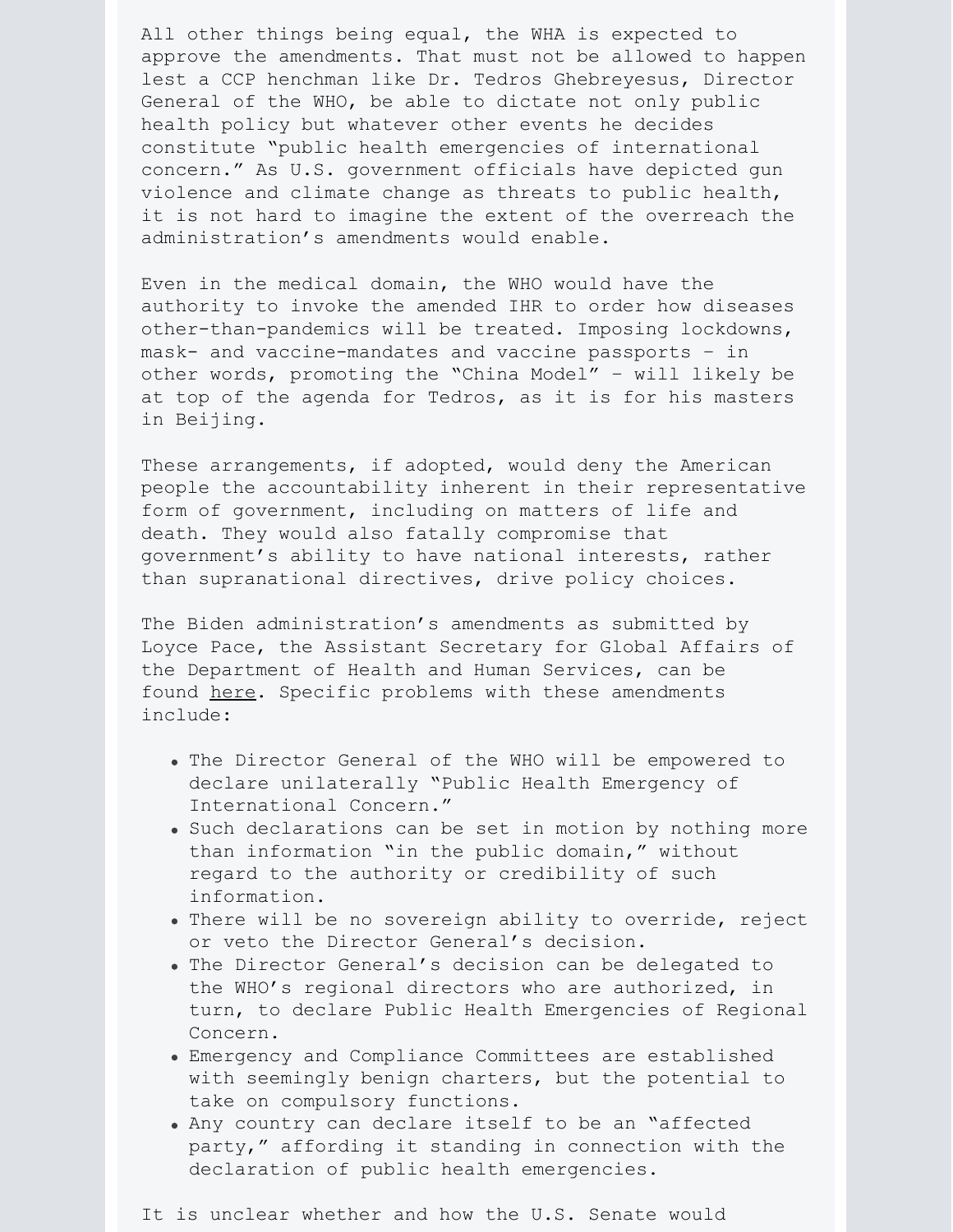All other things being equal, the WHA is expected to approve the amendments. That must not be allowed to happen lest a CCP henchman like Dr. Tedros Ghebreyesus, Director General of the WHO, be able to dictate not only public health policy but whatever other events he decides constitute "public health emergencies of international concern." As U.S. government officials have depicted gun violence and climate change as threats to public health, it is not hard to imagine the extent of the overreach the administration's amendments would enable.

Even in the medical domain, the WHO would have the authority to invoke the amended IHR to order how diseases other-than-pandemics will be treated. Imposing lockdowns, mask- and vaccine-mandates and vaccine passports – in other words, promoting the "China Model" – will likely be at top of the agenda for Tedros, as it is for his masters in Beijing.

These arrangements, if adopted, would deny the American people the accountability inherent in their representative form of government, including on matters of life and death. They would also fatally compromise that government's ability to have national interests, rather than supranational directives, drive policy choices.

The Biden administration's amendments as submitted by Loyce Pace, the Assistant Secretary for Global Affairs of the Department of Health and Human Services, can be found here. Specific problems with these amendments include:

- The Director General of the WHO will be empowered to declare unilaterally "Public Health Emergency of International Concern."
- Such declarations can be set in motion by nothing more than information "in the public domain," without regard to the authority or credibility of such information.
- There will be no sovereign ability to override, reject or veto the Director General's decision.
- The Director General's decision can be delegated to the WHO's regional directors who are authorized, in turn, to declare Public Health Emergencies of Regional Concern.
- Emergency and Compliance Committees are established with seemingly benign charters, but the potential to take on compulsory functions.
- Any country can declare itself to be an "affected party," affording it standing in connection with the declaration of public health emergencies.

It is unclear whether and how the U.S. Senate would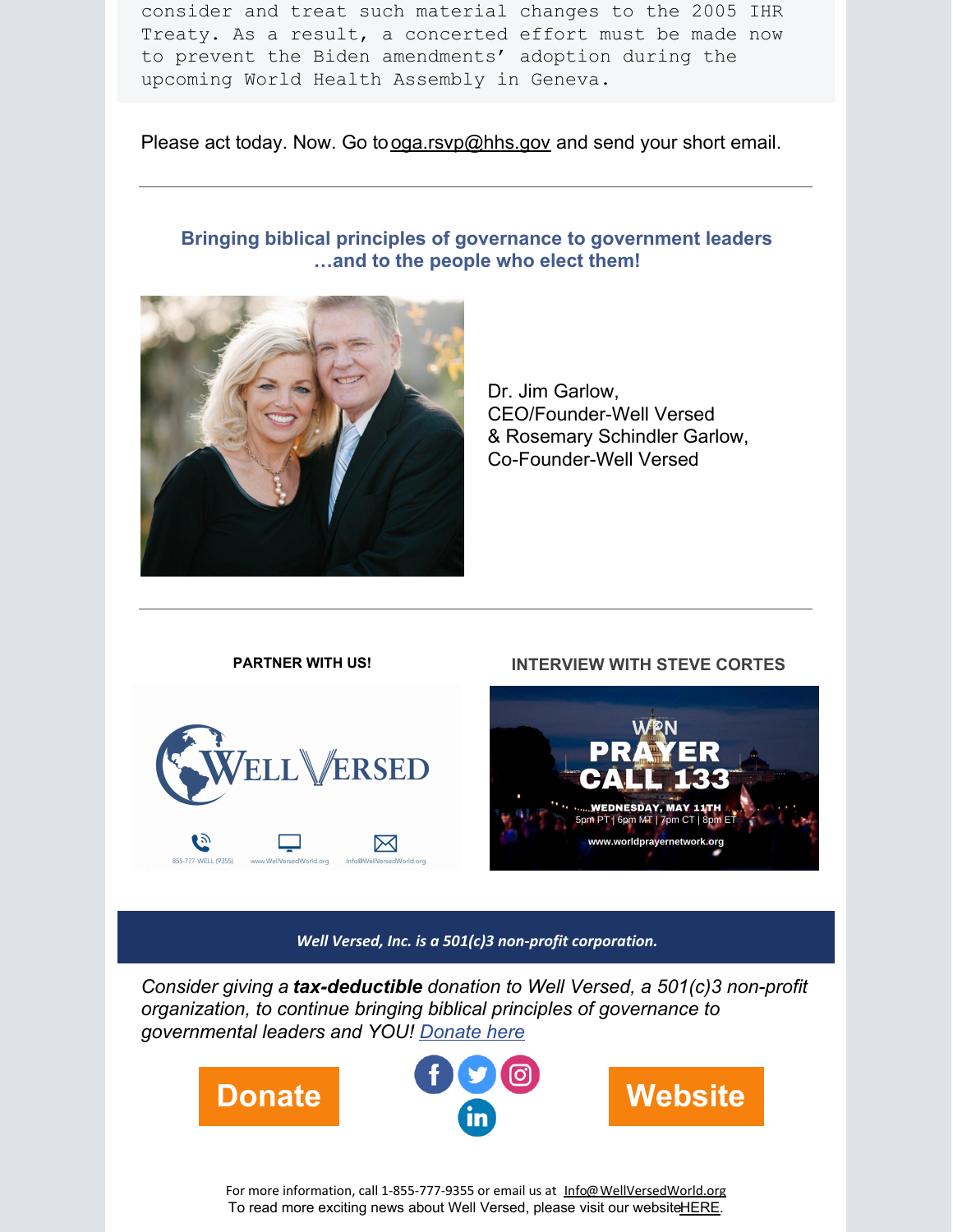consider and treat such material changes to the 2005 IHR Treaty. As a result, a concerted effort must be made now to prevent the Biden amendments' adoption during the upcoming World Health Assembly in Geneva.

Please act today. Now. Go to oga.rsvp@hhs.gov and send your short email.

---

**Bringing biblical principles of governance to government leaders ...and to the people who elect them!**

Dr. Jim Garlow,
CEO/Founder-Well Versed
& Rosemary Schindler Garlow,
Co-Founder-Well Versed

---

**PARTNER WITH US!**

WELL VERSED

855-777-WELL (9355) | www.WellVersedWorld.org | Info@WellVersedWorld.org

**INTERVIEW WITH STEVE CORTES**

WPN
PRAYER CALL 133
WEDNESDAY, MAY 11TH
5pm PT | 6pm MT | 7pm CT | 8pm ET
www.worldprayernetwork.org

***Well Versed, Inc. is a 501(c)3 non-profit corporation.***

*Consider giving a **tax-deductible** donation to Well Versed, a 501(c)3 non-profit organization, to continue bringing biblical principles of governance to governmental leaders and YOU! Donate here*

Donate

Website

For more information, call 1-855-777-9355 or email us at Info@WellVersedWorld.org
To read more exciting news about Well Versed, please visit our website HERE.